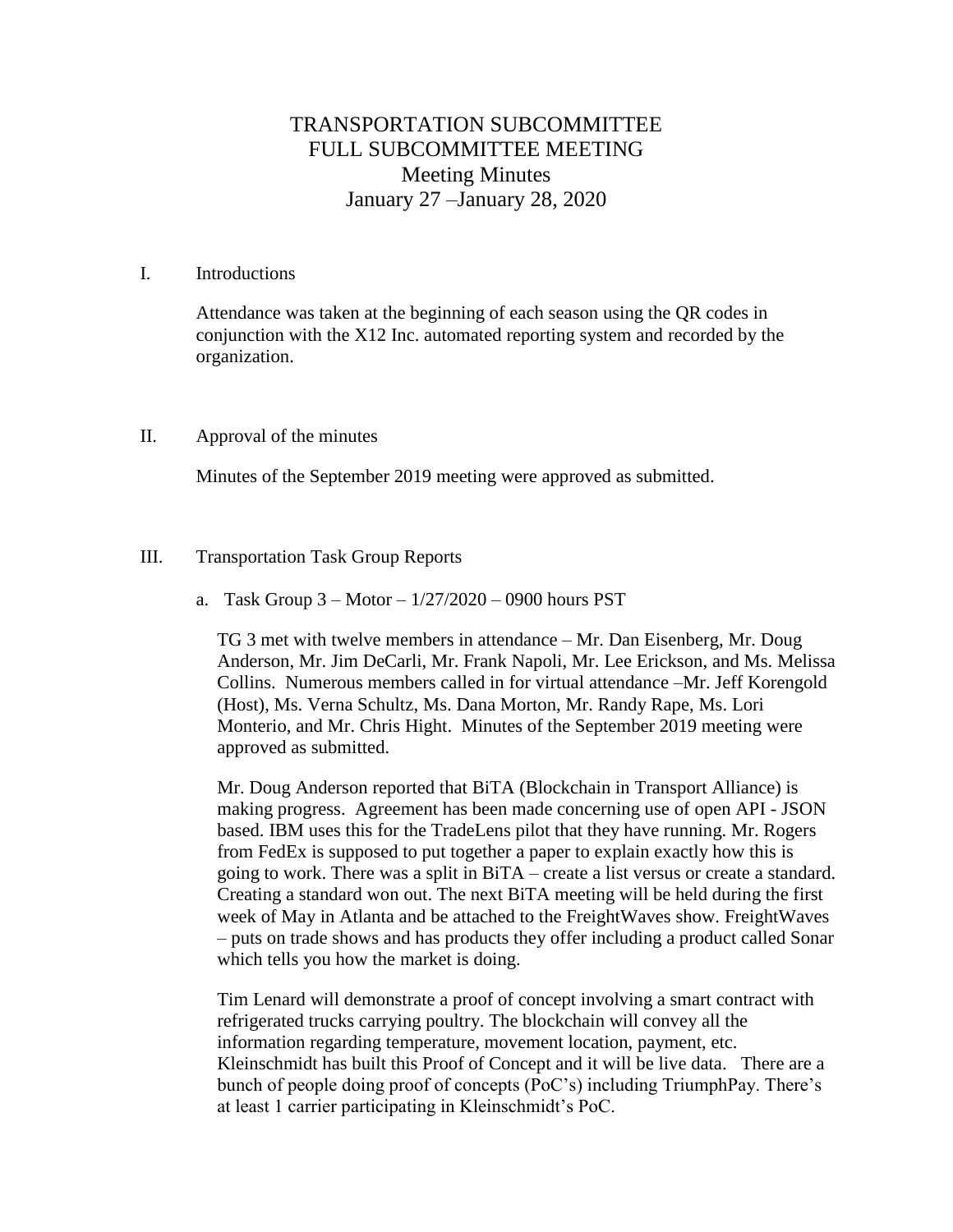# TRANSPORTATION SUBCOMMITTEE
## FULL SUBCOMMITTEE MEETING
### Meeting Minutes
### January 27 –January 28, 2020

I. Introductions

Attendance was taken at the beginning of each season using the QR codes in conjunction with the X12 Inc. automated reporting system and recorded by the organization.

II. Approval of the minutes

Minutes of the September 2019 meeting were approved as submitted.

III. Transportation Task Group Reports

a. Task Group 3 – Motor – 1/27/2020 – 0900 hours PST

TG 3 met with twelve members in attendance – Mr. Dan Eisenberg, Mr. Doug Anderson, Mr. Jim DeCarli, Mr. Frank Napoli, Mr. Lee Erickson, and Ms. Melissa Collins. Numerous members called in for virtual attendance –Mr. Jeff Korengold (Host), Ms. Verna Schultz, Ms. Dana Morton, Mr. Randy Rape, Ms. Lori Monterio, and Mr. Chris Hight. Minutes of the September 2019 meeting were approved as submitted.

Mr. Doug Anderson reported that BiTA (Blockchain in Transport Alliance) is making progress. Agreement has been made concerning use of open API - JSON based. IBM uses this for the TradeLens pilot that they have running. Mr. Rogers from FedEx is supposed to put together a paper to explain exactly how this is going to work. There was a split in BiTA – create a list versus or create a standard. Creating a standard won out. The next BiTA meeting will be held during the first week of May in Atlanta and be attached to the FreightWaves show. FreightWaves – puts on trade shows and has products they offer including a product called Sonar which tells you how the market is doing.

Tim Lenard will demonstrate a proof of concept involving a smart contract with refrigerated trucks carrying poultry. The blockchain will convey all the information regarding temperature, movement location, payment, etc. Kleinschmidt has built this Proof of Concept and it will be live data. There are a bunch of people doing proof of concepts (PoC's) including TriumphPay. There's at least 1 carrier participating in Kleinschmidt's PoC.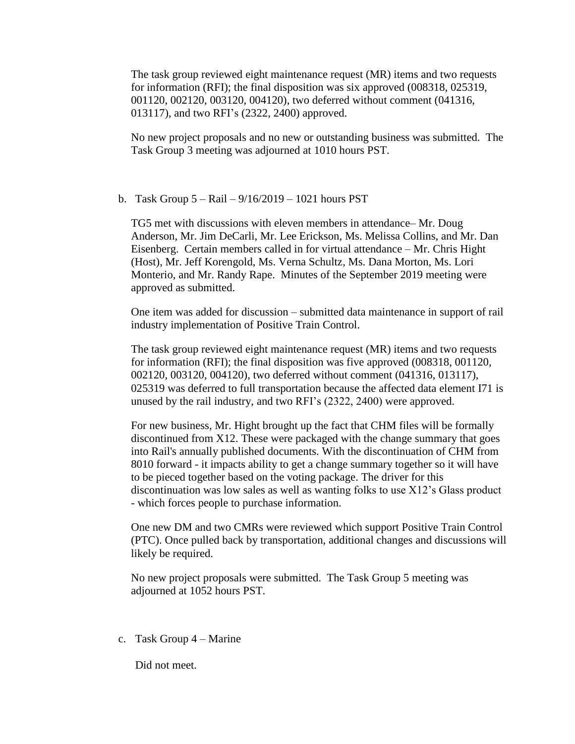The task group reviewed eight maintenance request (MR) items and two requests for information (RFI); the final disposition was six approved (008318, 025319, 001120, 002120, 003120, 004120), two deferred without comment (041316, 013117), and two RFI's (2322, 2400) approved.

No new project proposals and no new or outstanding business was submitted. The Task Group 3 meeting was adjourned at 1010 hours PST.

b. Task Group 5 – Rail – 9/16/2019 – 1021 hours PST

TG5 met with discussions with eleven members in attendance– Mr. Doug Anderson, Mr. Jim DeCarli, Mr. Lee Erickson, Ms. Melissa Collins, and Mr. Dan Eisenberg. Certain members called in for virtual attendance – Mr. Chris Hight (Host), Mr. Jeff Korengold, Ms. Verna Schultz, Ms. Dana Morton, Ms. Lori Monterio, and Mr. Randy Rape. Minutes of the September 2019 meeting were approved as submitted.

One item was added for discussion – submitted data maintenance in support of rail industry implementation of Positive Train Control.

The task group reviewed eight maintenance request (MR) items and two requests for information (RFI); the final disposition was five approved (008318, 001120, 002120, 003120, 004120), two deferred without comment (041316, 013117), 025319 was deferred to full transportation because the affected data element I71 is unused by the rail industry, and two RFI's (2322, 2400) were approved.

For new business, Mr. Hight brought up the fact that CHM files will be formally discontinued from X12. These were packaged with the change summary that goes into Rail's annually published documents. With the discontinuation of CHM from 8010 forward - it impacts ability to get a change summary together so it will have to be pieced together based on the voting package. The driver for this discontinuation was low sales as well as wanting folks to use X12's Glass product - which forces people to purchase information.

One new DM and two CMRs were reviewed which support Positive Train Control (PTC). Once pulled back by transportation, additional changes and discussions will likely be required.

No new project proposals were submitted. The Task Group 5 meeting was adjourned at 1052 hours PST.

c. Task Group 4 – Marine

Did not meet.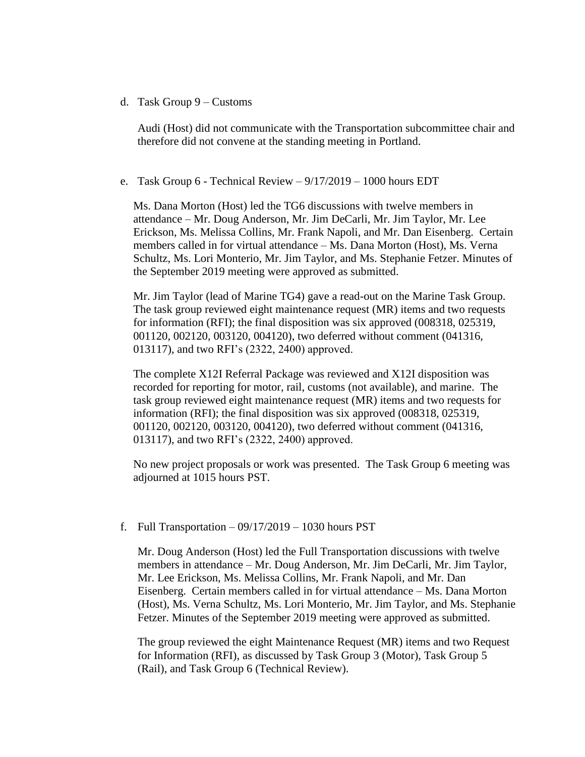d. Task Group 9 – Customs

   Audi (Host) did not communicate with the Transportation subcommittee chair and therefore did not convene at the standing meeting in Portland.

e. Task Group 6 - Technical Review – 9/17/2019 – 1000 hours EDT

   Ms. Dana Morton (Host) led the TG6 discussions with twelve members in attendance – Mr. Doug Anderson, Mr. Jim DeCarli, Mr. Jim Taylor, Mr. Lee Erickson, Ms. Melissa Collins, Mr. Frank Napoli, and Mr. Dan Eisenberg. Certain members called in for virtual attendance – Ms. Dana Morton (Host), Ms. Verna Schultz, Ms. Lori Monterio, Mr. Jim Taylor, and Ms. Stephanie Fetzer. Minutes of the September 2019 meeting were approved as submitted.

   Mr. Jim Taylor (lead of Marine TG4) gave a read-out on the Marine Task Group. The task group reviewed eight maintenance request (MR) items and two requests for information (RFI); the final disposition was six approved (008318, 025319, 001120, 002120, 003120, 004120), two deferred without comment (041316, 013117), and two RFI's (2322, 2400) approved.

   The complete X12I Referral Package was reviewed and X12I disposition was recorded for reporting for motor, rail, customs (not available), and marine. The task group reviewed eight maintenance request (MR) items and two requests for information (RFI); the final disposition was six approved (008318, 025319, 001120, 002120, 003120, 004120), two deferred without comment (041316, 013117), and two RFI's (2322, 2400) approved.

   No new project proposals or work was presented. The Task Group 6 meeting was adjourned at 1015 hours PST.

f. Full Transportation – 09/17/2019 – 1030 hours PST

   Mr. Doug Anderson (Host) led the Full Transportation discussions with twelve members in attendance – Mr. Doug Anderson, Mr. Jim DeCarli, Mr. Jim Taylor, Mr. Lee Erickson, Ms. Melissa Collins, Mr. Frank Napoli, and Mr. Dan Eisenberg. Certain members called in for virtual attendance – Ms. Dana Morton (Host), Ms. Verna Schultz, Ms. Lori Monterio, Mr. Jim Taylor, and Ms. Stephanie Fetzer. Minutes of the September 2019 meeting were approved as submitted.

   The group reviewed the eight Maintenance Request (MR) items and two Request for Information (RFI), as discussed by Task Group 3 (Motor), Task Group 5 (Rail), and Task Group 6 (Technical Review).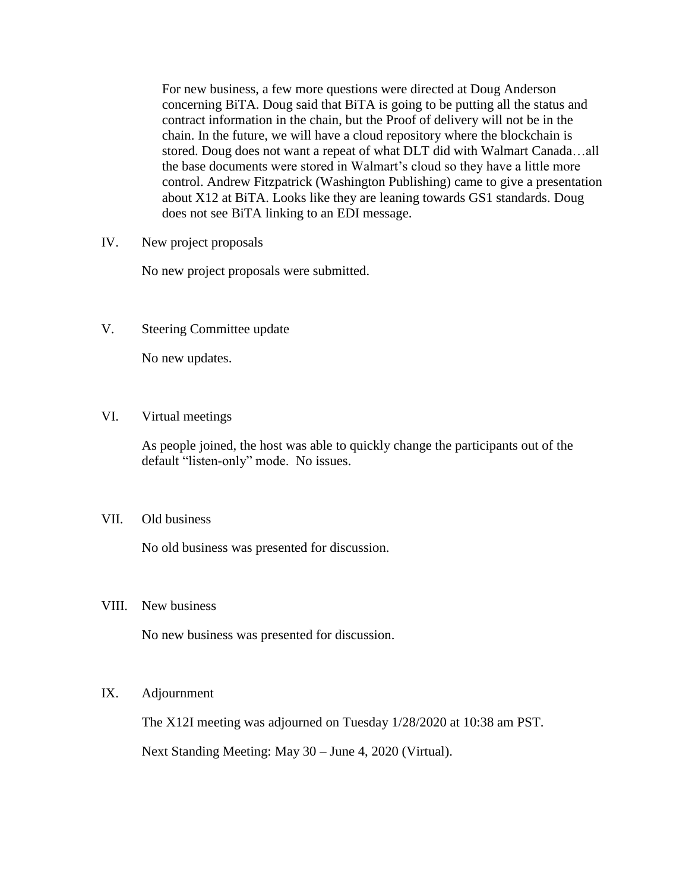For new business, a few more questions were directed at Doug Anderson concerning BiTA. Doug said that BiTA is going to be putting all the status and contract information in the chain, but the Proof of delivery will not be in the chain. In the future, we will have a cloud repository where the blockchain is stored. Doug does not want a repeat of what DLT did with Walmart Canada…all the base documents were stored in Walmart's cloud so they have a little more control. Andrew Fitzpatrick (Washington Publishing) came to give a presentation about X12 at BiTA. Looks like they are leaning towards GS1 standards. Doug does not see BiTA linking to an EDI message.

## IV. New project proposals

No new project proposals were submitted.

## V. Steering Committee update

No new updates.

## VI. Virtual meetings

As people joined, the host was able to quickly change the participants out of the default "listen-only" mode. No issues.

## VII. Old business

No old business was presented for discussion.

## VIII. New business

No new business was presented for discussion.

## IX. Adjournment

The X12I meeting was adjourned on Tuesday 1/28/2020 at 10:38 am PST.

Next Standing Meeting: May 30 – June 4, 2020 (Virtual).